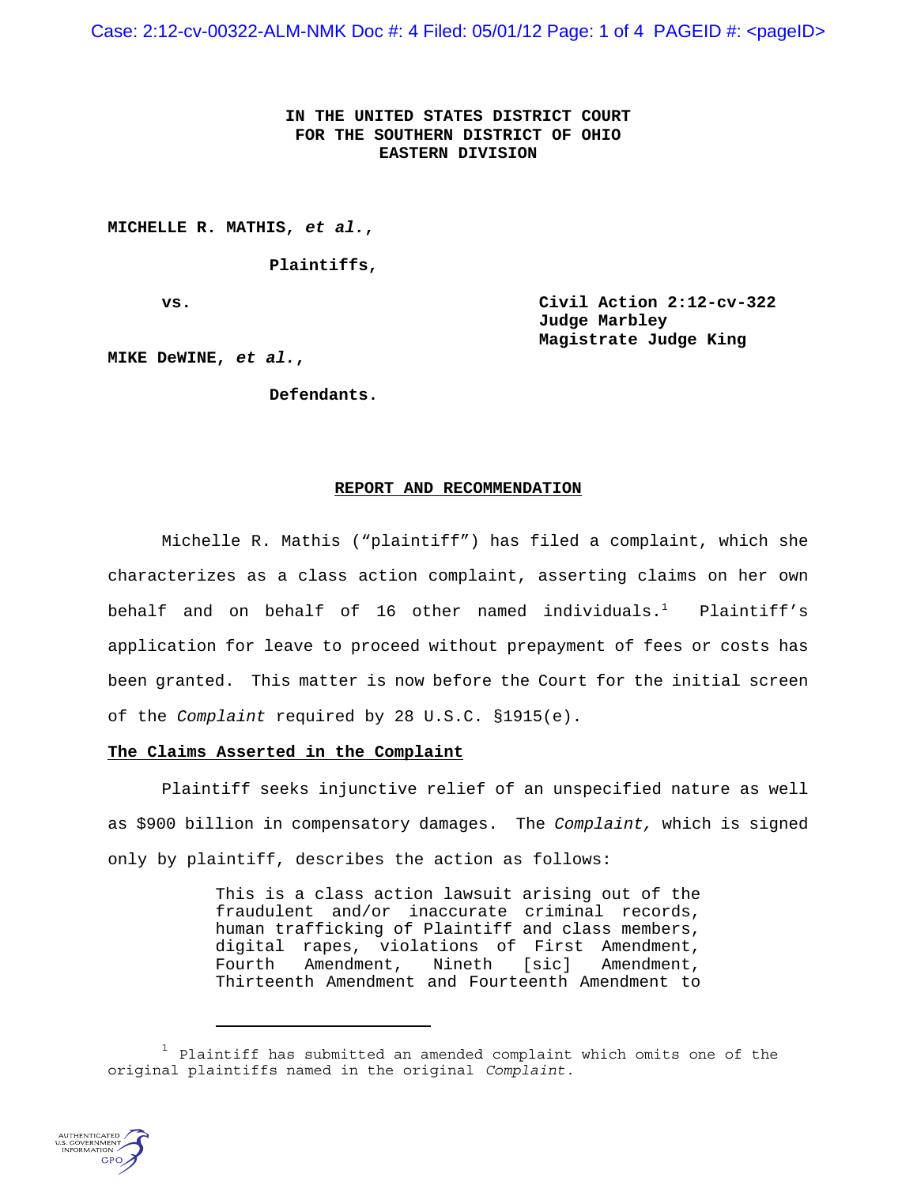**IN THE UNITED STATES DISTRICT COURT**
**FOR THE SOUTHERN DISTRICT OF OHIO**
**EASTERN DIVISION**

**MICHELLE R. MATHIS, *et al.*,**

**Plaintiffs,**

**vs.**

**Civil Action 2:12-cv-322**
**Judge Marbley**
**Magistrate Judge King**

**MIKE DeWINE, *et al.*,**

**Defendants.**

**REPORT AND RECOMMENDATION**

Michelle R. Mathis ("plaintiff") has filed a complaint, which she characterizes as a class action complaint, asserting claims on her own behalf and on behalf of 16 other named individuals.[1] Plaintiff's application for leave to proceed without prepayment of fees or costs has been granted. This matter is now before the Court for the initial screen of the *Complaint* required by 28 U.S.C. §1915(e).

**The Claims Asserted in the Complaint**

Plaintiff seeks injunctive relief of an unspecified nature as well as $900 billion in compensatory damages. The *Complaint,* which is signed only by plaintiff, describes the action as follows:

> This is a class action lawsuit arising out of the fraudulent and/or inaccurate criminal records, human trafficking of Plaintiff and class members, digital rapes, violations of First Amendment, Fourth Amendment, Nineth [sic] Amendment, Thirteenth Amendment and Fourteenth Amendment to

[1] Plaintiff has submitted an amended complaint which omits one of the original plaintiffs named in the original *Complaint*.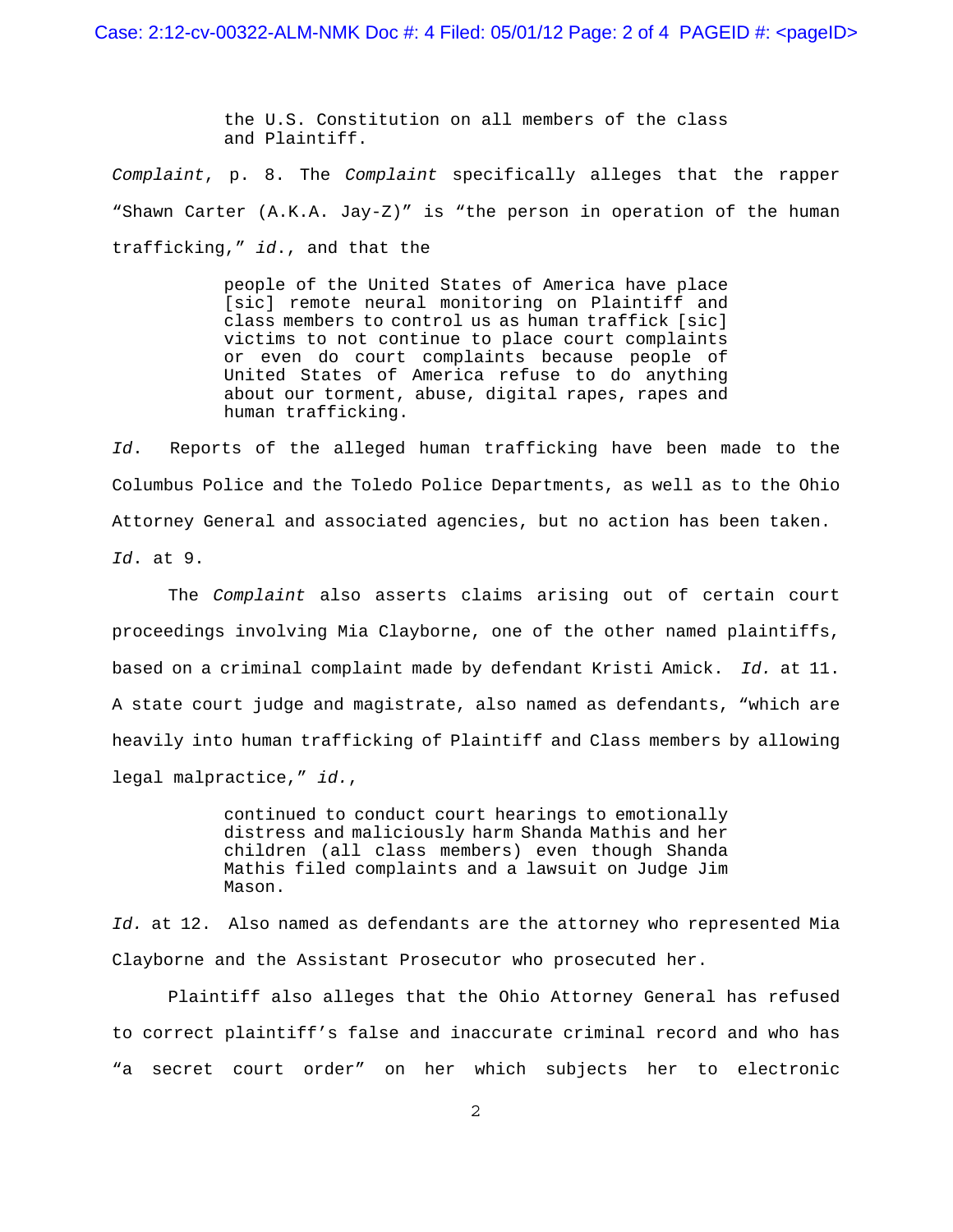> the U.S. Constitution on all members of the class and Plaintiff.

*Complaint*, p. 8. The *Complaint* specifically alleges that the rapper "Shawn Carter (A.K.A. Jay-Z)" is "the person in operation of the human trafficking," *id.*, and that the

> people of the United States of America have place [sic] remote neural monitoring on Plaintiff and class members to control us as human traffick [sic] victims to not continue to place court complaints or even do court complaints because people of United States of America refuse to do anything about our torment, abuse, digital rapes, rapes and human trafficking.

*Id.* Reports of the alleged human trafficking have been made to the Columbus Police and the Toledo Police Departments, as well as to the Ohio Attorney General and associated agencies, but no action has been taken. *Id.* at 9.

The *Complaint* also asserts claims arising out of certain court proceedings involving Mia Clayborne, one of the other named plaintiffs, based on a criminal complaint made by defendant Kristi Amick. *Id.* at 11. A state court judge and magistrate, also named as defendants, "which are heavily into human trafficking of Plaintiff and Class members by allowing legal malpractice," *id.*,

> continued to conduct court hearings to emotionally distress and maliciously harm Shanda Mathis and her children (all class members) even though Shanda Mathis filed complaints and a lawsuit on Judge Jim Mason.

*Id.* at 12. Also named as defendants are the attorney who represented Mia Clayborne and the Assistant Prosecutor who prosecuted her.

Plaintiff also alleges that the Ohio Attorney General has refused to correct plaintiff's false and inaccurate criminal record and who has "a secret court order" on her which subjects her to electronic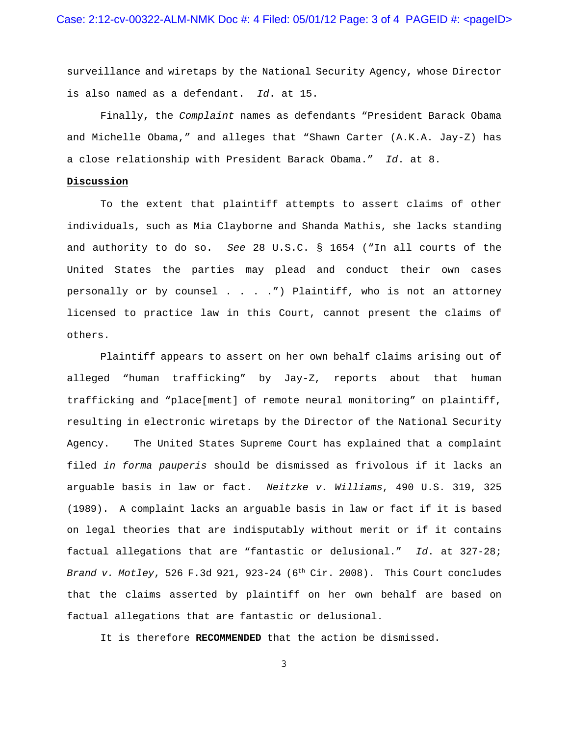surveillance and wiretaps by the National Security Agency, whose Director is also named as a defendant. *Id*. at 15.

Finally, the *Complaint* names as defendants "President Barack Obama and Michelle Obama," and alleges that "Shawn Carter (A.K.A. Jay-Z) has a close relationship with President Barack Obama." *Id*. at 8.

**Discussion**

To the extent that plaintiff attempts to assert claims of other individuals, such as Mia Clayborne and Shanda Mathis, she lacks standing and authority to do so. *See* 28 U.S.C. § 1654 ("In all courts of the United States the parties may plead and conduct their own cases personally or by counsel . . . .") Plaintiff, who is not an attorney licensed to practice law in this Court, cannot present the claims of others.

Plaintiff appears to assert on her own behalf claims arising out of alleged "human trafficking" by Jay-Z, reports about that human trafficking and "place[ment] of remote neural monitoring" on plaintiff, resulting in electronic wiretaps by the Director of the National Security Agency. The United States Supreme Court has explained that a complaint filed *in forma pauperis* should be dismissed as frivolous if it lacks an arguable basis in law or fact. *Neitzke v. Williams*, 490 U.S. 319, 325 (1989). A complaint lacks an arguable basis in law or fact if it is based on legal theories that are indisputably without merit or if it contains factual allegations that are "fantastic or delusional." *Id*. at 327-28; *Brand v. Motley*, 526 F.3d 921, 923-24 (6th Cir. 2008). This Court concludes that the claims asserted by plaintiff on her own behalf are based on factual allegations that are fantastic or delusional.

It is therefore **RECOMMENDED** that the action be dismissed.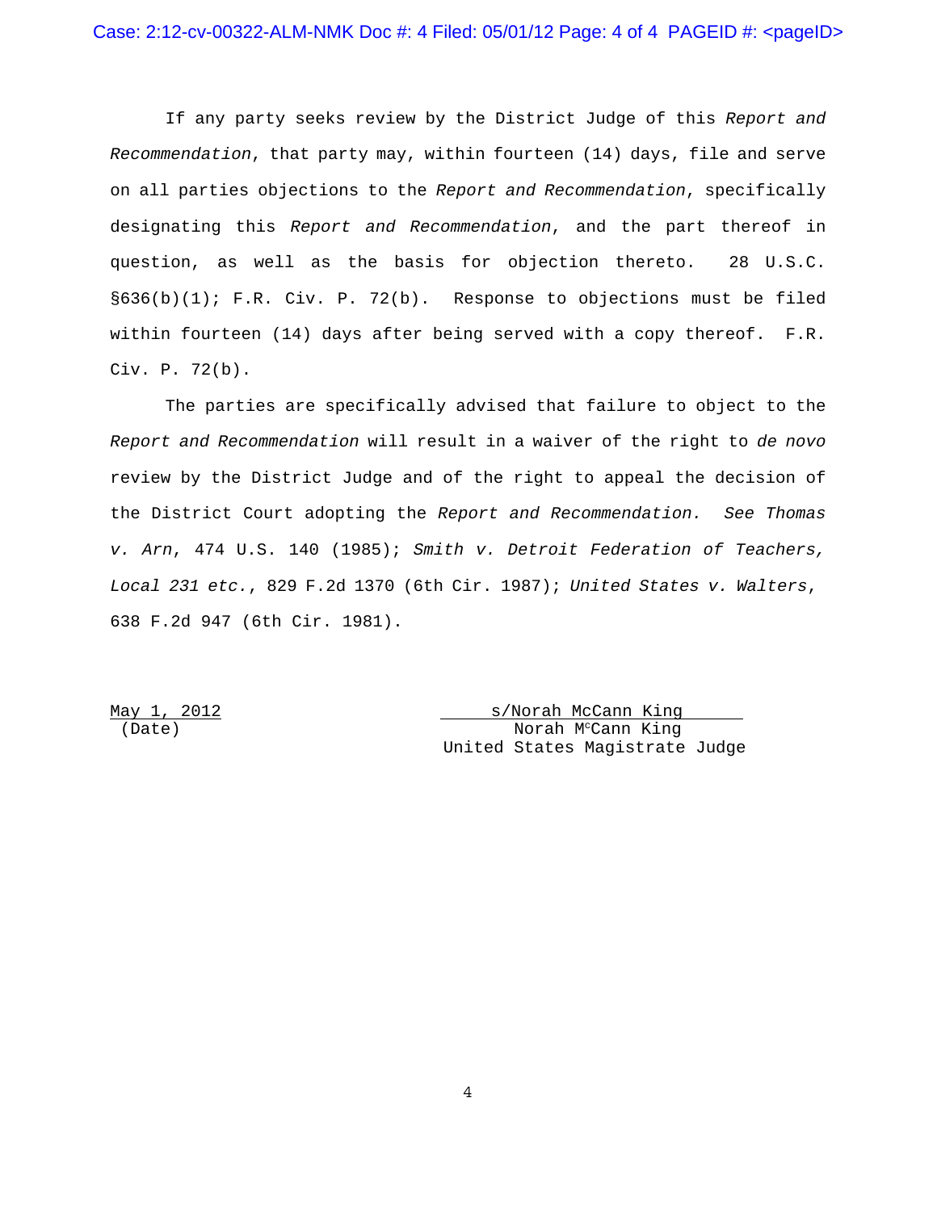If any party seeks review by the District Judge of this *Report and Recommendation*, that party may, within fourteen (14) days, file and serve on all parties objections to the *Report and Recommendation*, specifically designating this *Report and Recommendation*, and the part thereof in question, as well as the basis for objection thereto. 28 U.S.C. §636(b)(1); F.R. Civ. P. 72(b). Response to objections must be filed within fourteen (14) days after being served with a copy thereof. F.R. Civ. P. 72(b).

The parties are specifically advised that failure to object to the *Report and Recommendation* will result in a waiver of the right to *de novo* review by the District Judge and of the right to appeal the decision of the District Court adopting the *Report and Recommendation. See Thomas v. Arn*, 474 U.S. 140 (1985); *Smith v. Detroit Federation of Teachers, Local 231 etc.*, 829 F.2d 1370 (6th Cir. 1987); *United States v. Walters*, 638 F.2d 947 (6th Cir. 1981).

May 1, 2012
(Date)

s/Norah McCann King
Norah McCann King
United States Magistrate Judge